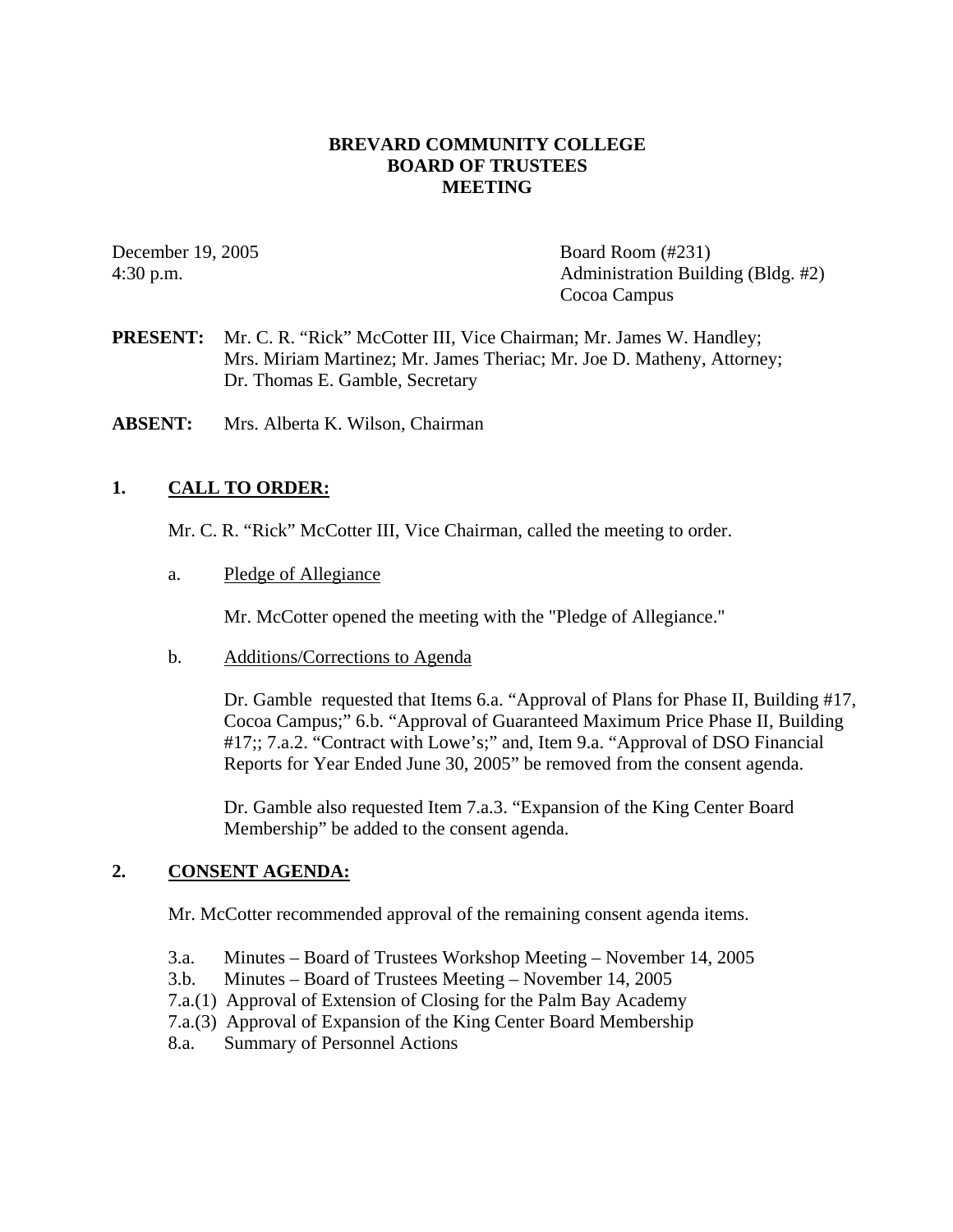# BREVARD COMMUNITY COLLEGE
# BOARD OF TRUSTEES
# MEETING

December 19, 2005
4:30 p.m.

Board Room (#231)
Administration Building (Bldg. #2)
Cocoa Campus

**PRESENT:** Mr. C. R. "Rick" McCotter III, Vice Chairman; Mr. James W. Handley; Mrs. Miriam Martinez; Mr. James Theriac; Mr. Joe D. Matheny, Attorney; Dr. Thomas E. Gamble, Secretary

**ABSENT:** Mrs. Alberta K. Wilson, Chairman

## 1. CALL TO ORDER:

Mr. C. R. "Rick" McCotter III, Vice Chairman, called the meeting to order.

a. Pledge of Allegiance

Mr. McCotter opened the meeting with the "Pledge of Allegiance."

b. Additions/Corrections to Agenda

Dr. Gamble requested that Items 6.a. "Approval of Plans for Phase II, Building #17, Cocoa Campus;" 6.b. "Approval of Guaranteed Maximum Price Phase II, Building #17;; 7.a.2. "Contract with Lowe's;" and, Item 9.a. "Approval of DSO Financial Reports for Year Ended June 30, 2005" be removed from the consent agenda.

Dr. Gamble also requested Item 7.a.3. "Expansion of the King Center Board Membership" be added to the consent agenda.

## 2. CONSENT AGENDA:

Mr. McCotter recommended approval of the remaining consent agenda items.

3.a. Minutes – Board of Trustees Workshop Meeting – November 14, 2005
3.b. Minutes – Board of Trustees Meeting – November 14, 2005
7.a.(1) Approval of Extension of Closing for the Palm Bay Academy
7.a.(3) Approval of Expansion of the King Center Board Membership
8.a. Summary of Personnel Actions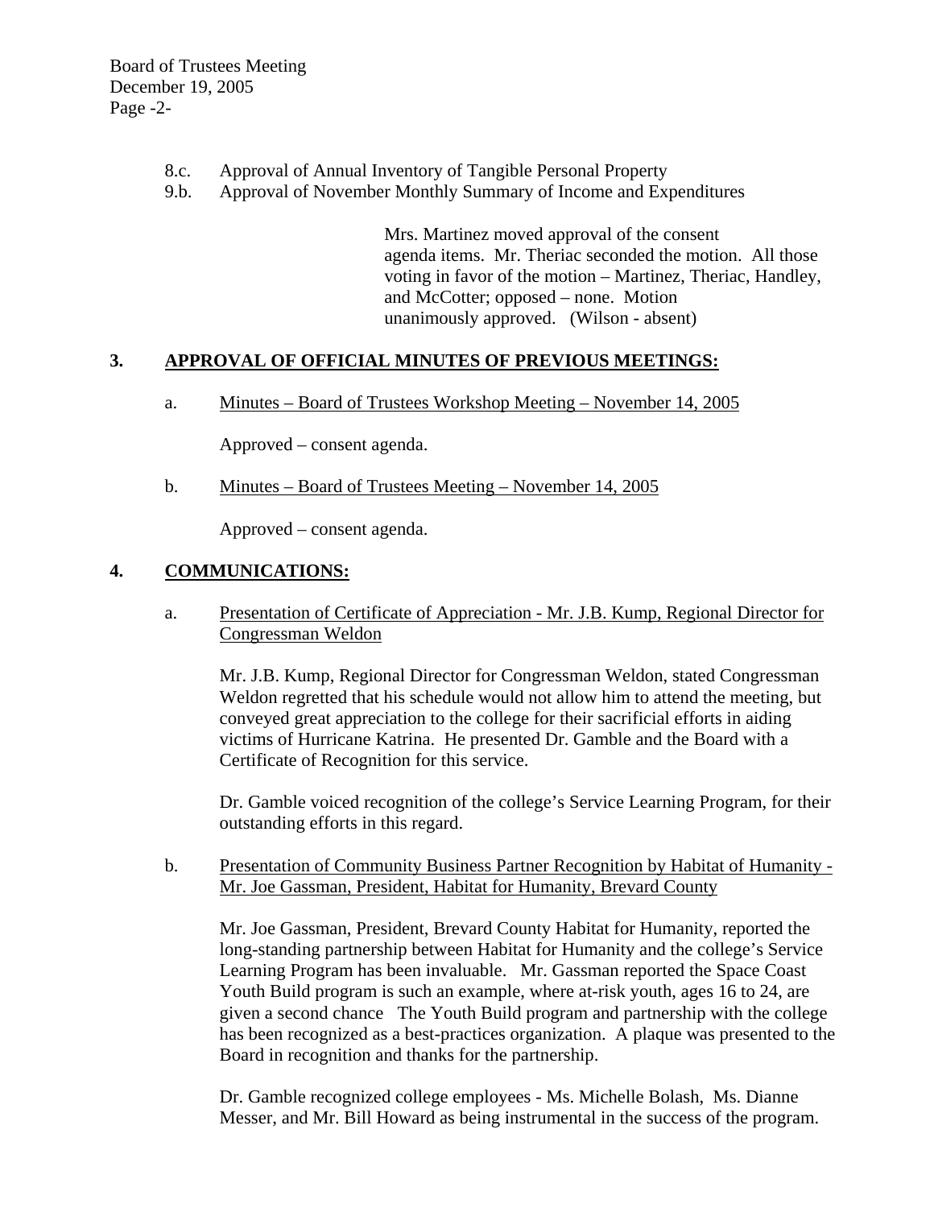8.c. Approval of Annual Inventory of Tangible Personal Property
9.b. Approval of November Monthly Summary of Income and Expenditures

> Mrs. Martinez moved approval of the consent agenda items. Mr. Theriac seconded the motion. All those voting in favor of the motion – Martinez, Theriac, Handley, and McCotter; opposed – none. Motion unanimously approved. (Wilson - absent)

## 3. APPROVAL OF OFFICIAL MINUTES OF PREVIOUS MEETINGS:

a. Minutes – Board of Trustees Workshop Meeting – November 14, 2005

Approved – consent agenda.

b. Minutes – Board of Trustees Meeting – November 14, 2005

Approved – consent agenda.

## 4. COMMUNICATIONS:

a. Presentation of Certificate of Appreciation - Mr. J.B. Kump, Regional Director for Congressman Weldon

Mr. J.B. Kump, Regional Director for Congressman Weldon, stated Congressman Weldon regretted that his schedule would not allow him to attend the meeting, but conveyed great appreciation to the college for their sacrificial efforts in aiding victims of Hurricane Katrina. He presented Dr. Gamble and the Board with a Certificate of Recognition for this service.

Dr. Gamble voiced recognition of the college's Service Learning Program, for their outstanding efforts in this regard.

b. Presentation of Community Business Partner Recognition by Habitat of Humanity - Mr. Joe Gassman, President, Habitat for Humanity, Brevard County

Mr. Joe Gassman, President, Brevard County Habitat for Humanity, reported the long-standing partnership between Habitat for Humanity and the college's Service Learning Program has been invaluable. Mr. Gassman reported the Space Coast Youth Build program is such an example, where at-risk youth, ages 16 to 24, are given a second chance The Youth Build program and partnership with the college has been recognized as a best-practices organization. A plaque was presented to the Board in recognition and thanks for the partnership.

Dr. Gamble recognized college employees - Ms. Michelle Bolash, Ms. Dianne Messer, and Mr. Bill Howard as being instrumental in the success of the program.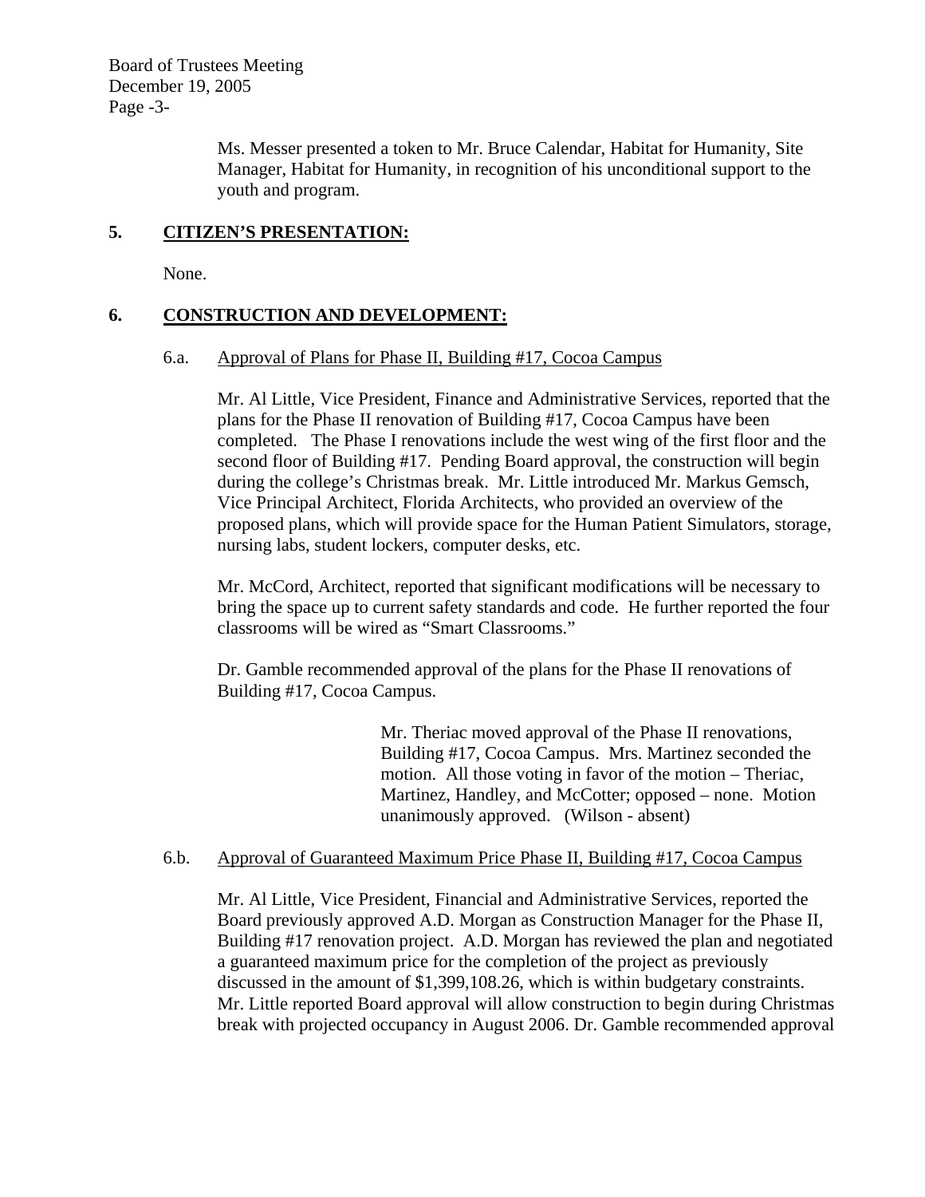Ms. Messer presented a token to Mr. Bruce Calendar, Habitat for Humanity, Site Manager, Habitat for Humanity, in recognition of his unconditional support to the youth and program.

## 5. CITIZEN'S PRESENTATION:

None.

## 6. CONSTRUCTION AND DEVELOPMENT:

### 6.a. Approval of Plans for Phase II, Building #17, Cocoa Campus

Mr. Al Little, Vice President, Finance and Administrative Services, reported that the plans for the Phase II renovation of Building #17, Cocoa Campus have been completed. The Phase I renovations include the west wing of the first floor and the second floor of Building #17. Pending Board approval, the construction will begin during the college's Christmas break. Mr. Little introduced Mr. Markus Gemsch, Vice Principal Architect, Florida Architects, who provided an overview of the proposed plans, which will provide space for the Human Patient Simulators, storage, nursing labs, student lockers, computer desks, etc.

Mr. McCord, Architect, reported that significant modifications will be necessary to bring the space up to current safety standards and code. He further reported the four classrooms will be wired as "Smart Classrooms."

Dr. Gamble recommended approval of the plans for the Phase II renovations of Building #17, Cocoa Campus.

> Mr. Theriac moved approval of the Phase II renovations, Building #17, Cocoa Campus. Mrs. Martinez seconded the motion. All those voting in favor of the motion – Theriac, Martinez, Handley, and McCotter; opposed – none. Motion unanimously approved. (Wilson - absent)

### 6.b. Approval of Guaranteed Maximum Price Phase II, Building #17, Cocoa Campus

Mr. Al Little, Vice President, Financial and Administrative Services, reported the Board previously approved A.D. Morgan as Construction Manager for the Phase II, Building #17 renovation project. A.D. Morgan has reviewed the plan and negotiated a guaranteed maximum price for the completion of the project as previously discussed in the amount of $1,399,108.26, which is within budgetary constraints. Mr. Little reported Board approval will allow construction to begin during Christmas break with projected occupancy in August 2006. Dr. Gamble recommended approval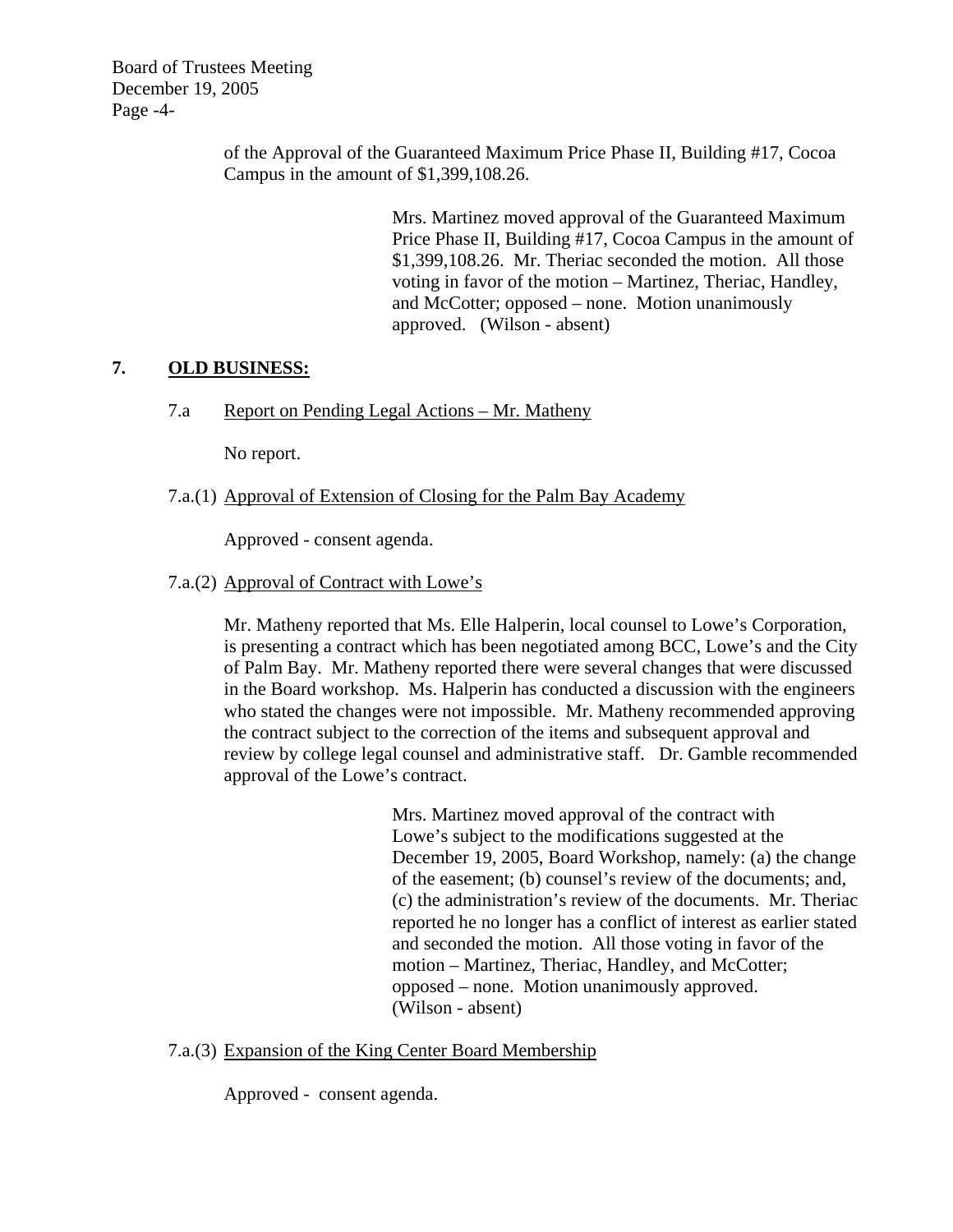of the Approval of the Guaranteed Maximum Price Phase II, Building #17, Cocoa Campus in the amount of $1,399,108.26.

> Mrs. Martinez moved approval of the Guaranteed Maximum Price Phase II, Building #17, Cocoa Campus in the amount of $1,399,108.26. Mr. Theriac seconded the motion. All those voting in favor of the motion – Martinez, Theriac, Handley, and McCotter; opposed – none. Motion unanimously approved. (Wilson - absent)

## 7. OLD BUSINESS:

7.a Report on Pending Legal Actions – Mr. Matheny

No report.

7.a.(1) Approval of Extension of Closing for the Palm Bay Academy

Approved - consent agenda.

7.a.(2) Approval of Contract with Lowe's

Mr. Matheny reported that Ms. Elle Halperin, local counsel to Lowe's Corporation, is presenting a contract which has been negotiated among BCC, Lowe's and the City of Palm Bay. Mr. Matheny reported there were several changes that were discussed in the Board workshop. Ms. Halperin has conducted a discussion with the engineers who stated the changes were not impossible. Mr. Matheny recommended approving the contract subject to the correction of the items and subsequent approval and review by college legal counsel and administrative staff. Dr. Gamble recommended approval of the Lowe's contract.

> Mrs. Martinez moved approval of the contract with Lowe's subject to the modifications suggested at the December 19, 2005, Board Workshop, namely: (a) the change of the easement; (b) counsel's review of the documents; and, (c) the administration's review of the documents. Mr. Theriac reported he no longer has a conflict of interest as earlier stated and seconded the motion. All those voting in favor of the motion – Martinez, Theriac, Handley, and McCotter; opposed – none. Motion unanimously approved. (Wilson - absent)

7.a.(3) Expansion of the King Center Board Membership

Approved - consent agenda.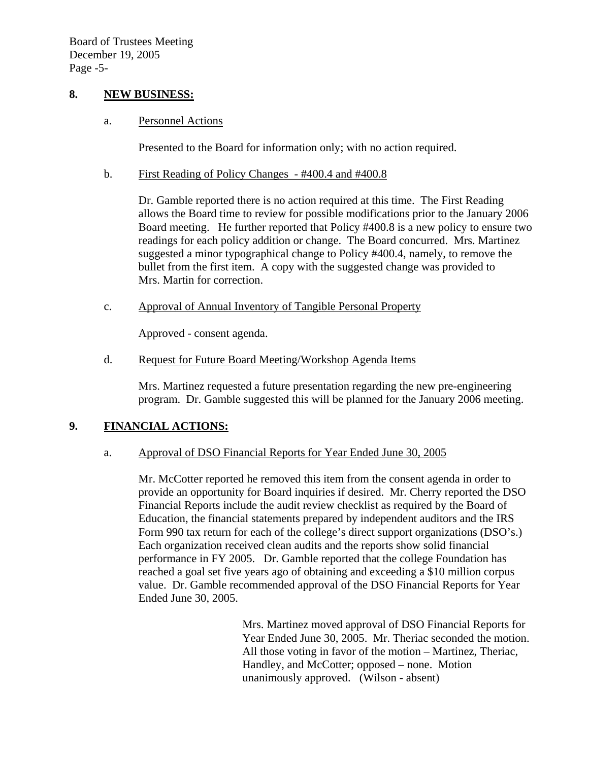## 8. NEW BUSINESS:

a. Personnel Actions

Presented to the Board for information only; with no action required.

b. First Reading of Policy Changes - #400.4 and #400.8

Dr. Gamble reported there is no action required at this time. The First Reading allows the Board time to review for possible modifications prior to the January 2006 Board meeting. He further reported that Policy #400.8 is a new policy to ensure two readings for each policy addition or change. The Board concurred. Mrs. Martinez suggested a minor typographical change to Policy #400.4, namely, to remove the bullet from the first item. A copy with the suggested change was provided to Mrs. Martin for correction.

c. Approval of Annual Inventory of Tangible Personal Property

Approved - consent agenda.

d. Request for Future Board Meeting/Workshop Agenda Items

Mrs. Martinez requested a future presentation regarding the new pre-engineering program. Dr. Gamble suggested this will be planned for the January 2006 meeting.

## 9. FINANCIAL ACTIONS:

a. Approval of DSO Financial Reports for Year Ended June 30, 2005

Mr. McCotter reported he removed this item from the consent agenda in order to provide an opportunity for Board inquiries if desired. Mr. Cherry reported the DSO Financial Reports include the audit review checklist as required by the Board of Education, the financial statements prepared by independent auditors and the IRS Form 990 tax return for each of the college's direct support organizations (DSO's.) Each organization received clean audits and the reports show solid financial performance in FY 2005. Dr. Gamble reported that the college Foundation has reached a goal set five years ago of obtaining and exceeding a $10 million corpus value. Dr. Gamble recommended approval of the DSO Financial Reports for Year Ended June 30, 2005.

Mrs. Martinez moved approval of DSO Financial Reports for Year Ended June 30, 2005. Mr. Theriac seconded the motion. All those voting in favor of the motion – Martinez, Theriac, Handley, and McCotter; opposed – none. Motion unanimously approved. (Wilson - absent)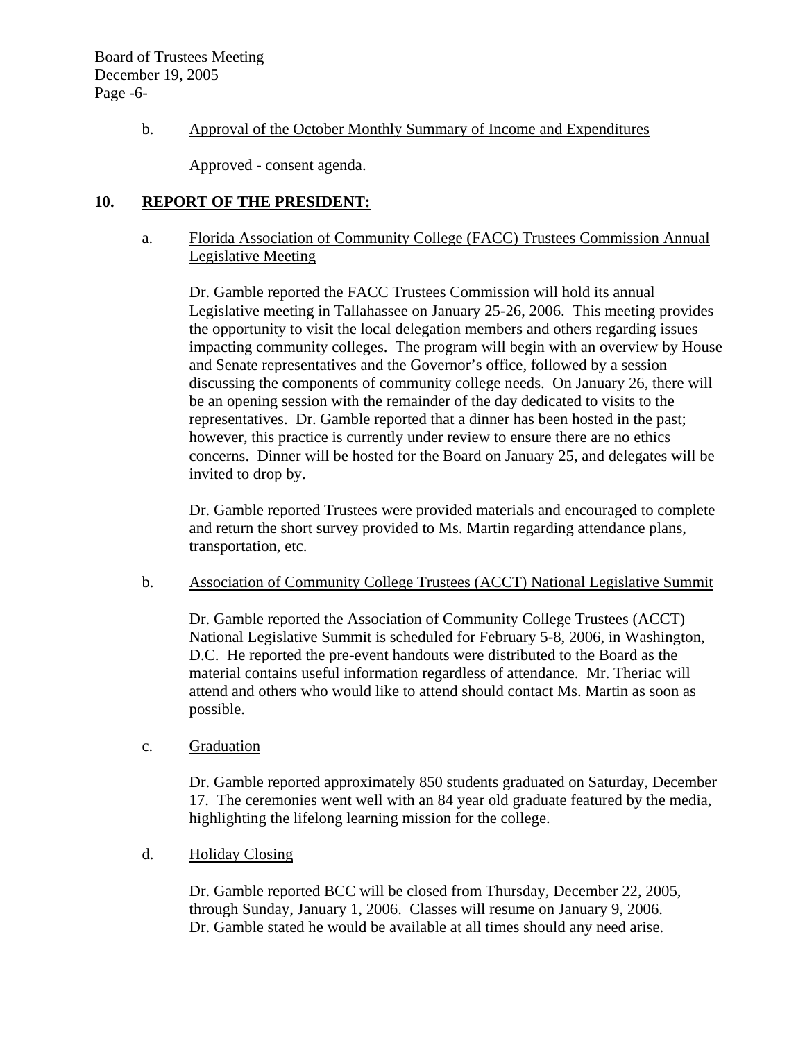b. Approval of the October Monthly Summary of Income and Expenditures

Approved - consent agenda.

## 10. REPORT OF THE PRESIDENT:

a. Florida Association of Community College (FACC) Trustees Commission Annual Legislative Meeting

Dr. Gamble reported the FACC Trustees Commission will hold its annual Legislative meeting in Tallahassee on January 25-26, 2006. This meeting provides the opportunity to visit the local delegation members and others regarding issues impacting community colleges. The program will begin with an overview by House and Senate representatives and the Governor's office, followed by a session discussing the components of community college needs. On January 26, there will be an opening session with the remainder of the day dedicated to visits to the representatives. Dr. Gamble reported that a dinner has been hosted in the past; however, this practice is currently under review to ensure there are no ethics concerns. Dinner will be hosted for the Board on January 25, and delegates will be invited to drop by.

Dr. Gamble reported Trustees were provided materials and encouraged to complete and return the short survey provided to Ms. Martin regarding attendance plans, transportation, etc.

b. Association of Community College Trustees (ACCT) National Legislative Summit

Dr. Gamble reported the Association of Community College Trustees (ACCT) National Legislative Summit is scheduled for February 5-8, 2006, in Washington, D.C. He reported the pre-event handouts were distributed to the Board as the material contains useful information regardless of attendance. Mr. Theriac will attend and others who would like to attend should contact Ms. Martin as soon as possible.

c. Graduation

Dr. Gamble reported approximately 850 students graduated on Saturday, December 17. The ceremonies went well with an 84 year old graduate featured by the media, highlighting the lifelong learning mission for the college.

d. Holiday Closing

Dr. Gamble reported BCC will be closed from Thursday, December 22, 2005, through Sunday, January 1, 2006. Classes will resume on January 9, 2006. Dr. Gamble stated he would be available at all times should any need arise.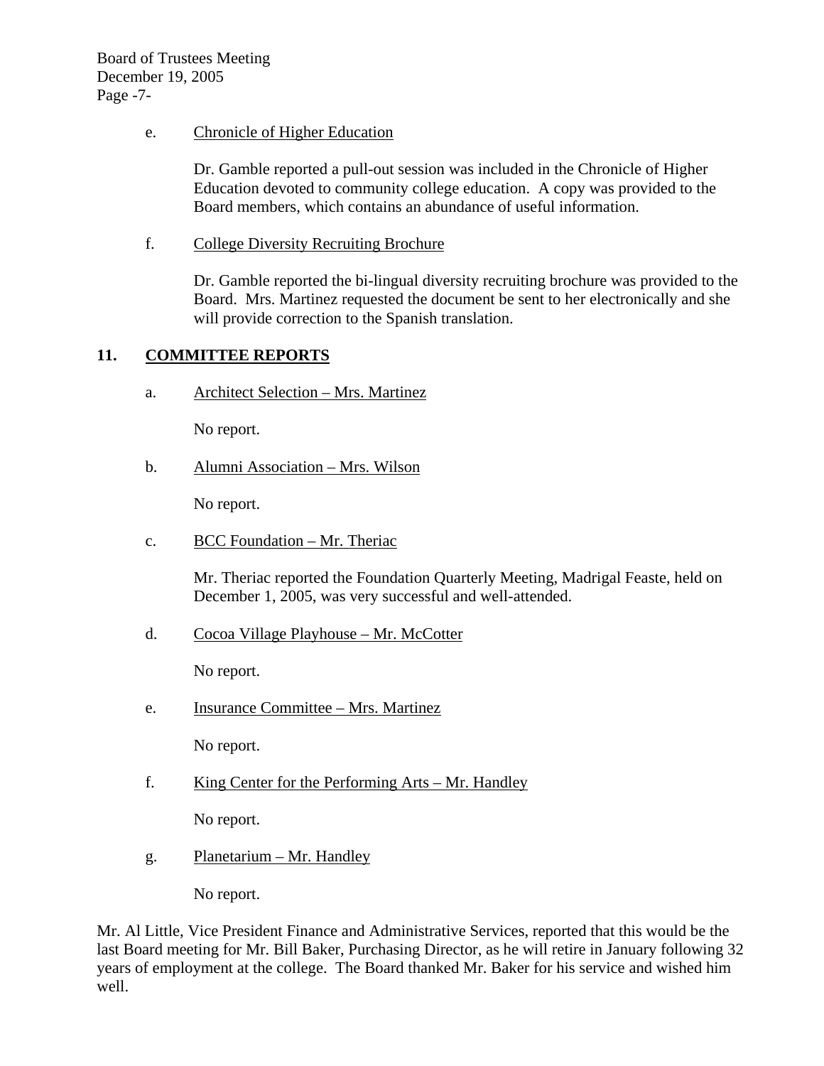e. Chronicle of Higher Education

Dr. Gamble reported a pull-out session was included in the Chronicle of Higher Education devoted to community college education. A copy was provided to the Board members, which contains an abundance of useful information.

f. College Diversity Recruiting Brochure

Dr. Gamble reported the bi-lingual diversity recruiting brochure was provided to the Board. Mrs. Martinez requested the document be sent to her electronically and she will provide correction to the Spanish translation.

## 11. COMMITTEE REPORTS

a. Architect Selection – Mrs. Martinez

No report.

b. Alumni Association – Mrs. Wilson

No report.

c. BCC Foundation – Mr. Theriac

Mr. Theriac reported the Foundation Quarterly Meeting, Madrigal Feaste, held on December 1, 2005, was very successful and well-attended.

d. Cocoa Village Playhouse – Mr. McCotter

No report.

e. Insurance Committee – Mrs. Martinez

No report.

f. King Center for the Performing Arts – Mr. Handley

No report.

g. Planetarium – Mr. Handley

No report.

Mr. Al Little, Vice President Finance and Administrative Services, reported that this would be the last Board meeting for Mr. Bill Baker, Purchasing Director, as he will retire in January following 32 years of employment at the college. The Board thanked Mr. Baker for his service and wished him well.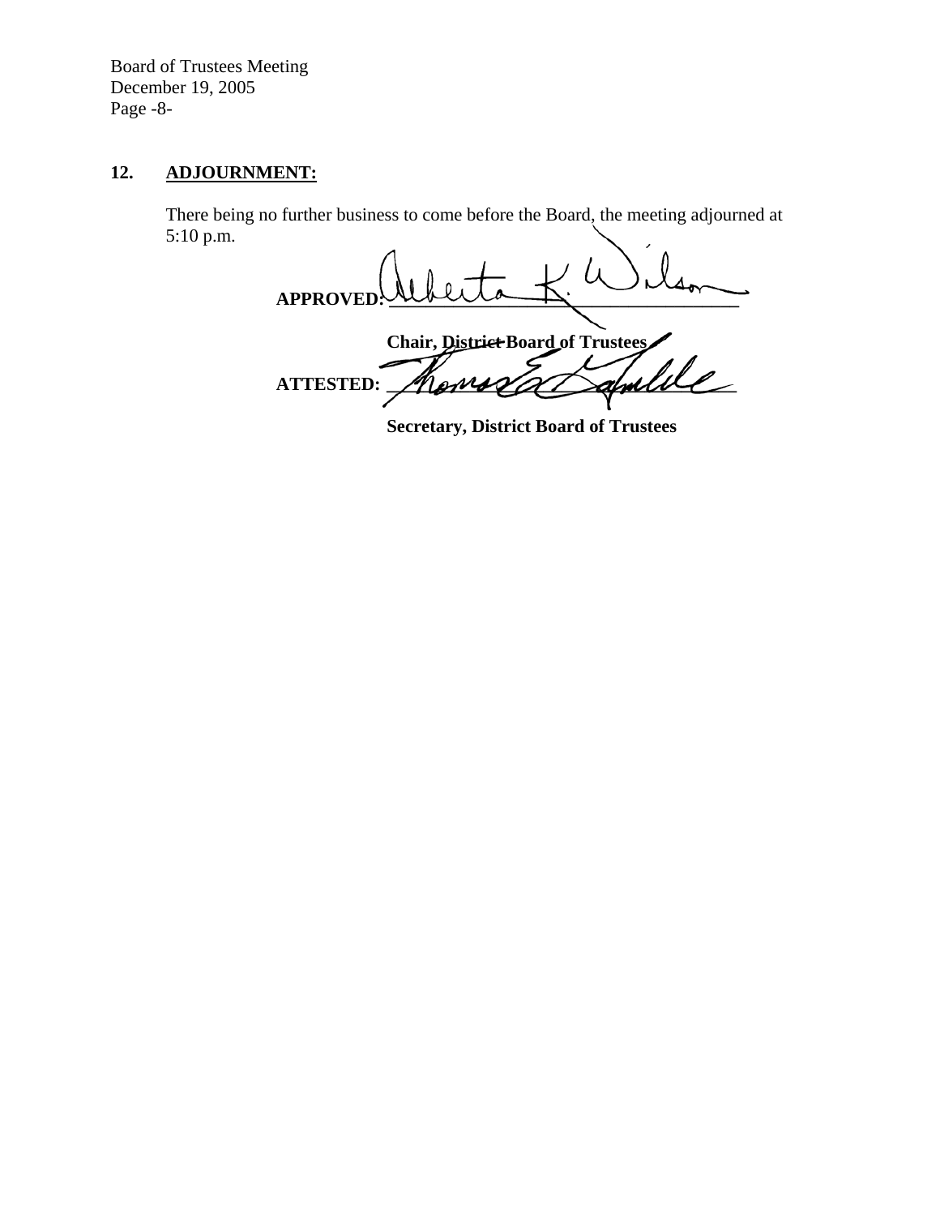## 12. ADJOURNMENT:

There being no further business to come before the Board, the meeting adjourned at 5:10 p.m.

**APPROVED:** ___________________________________

**Chair, District Board of Trustees**

**ATTESTED:** ___________________________________

**Secretary, District Board of Trustees**